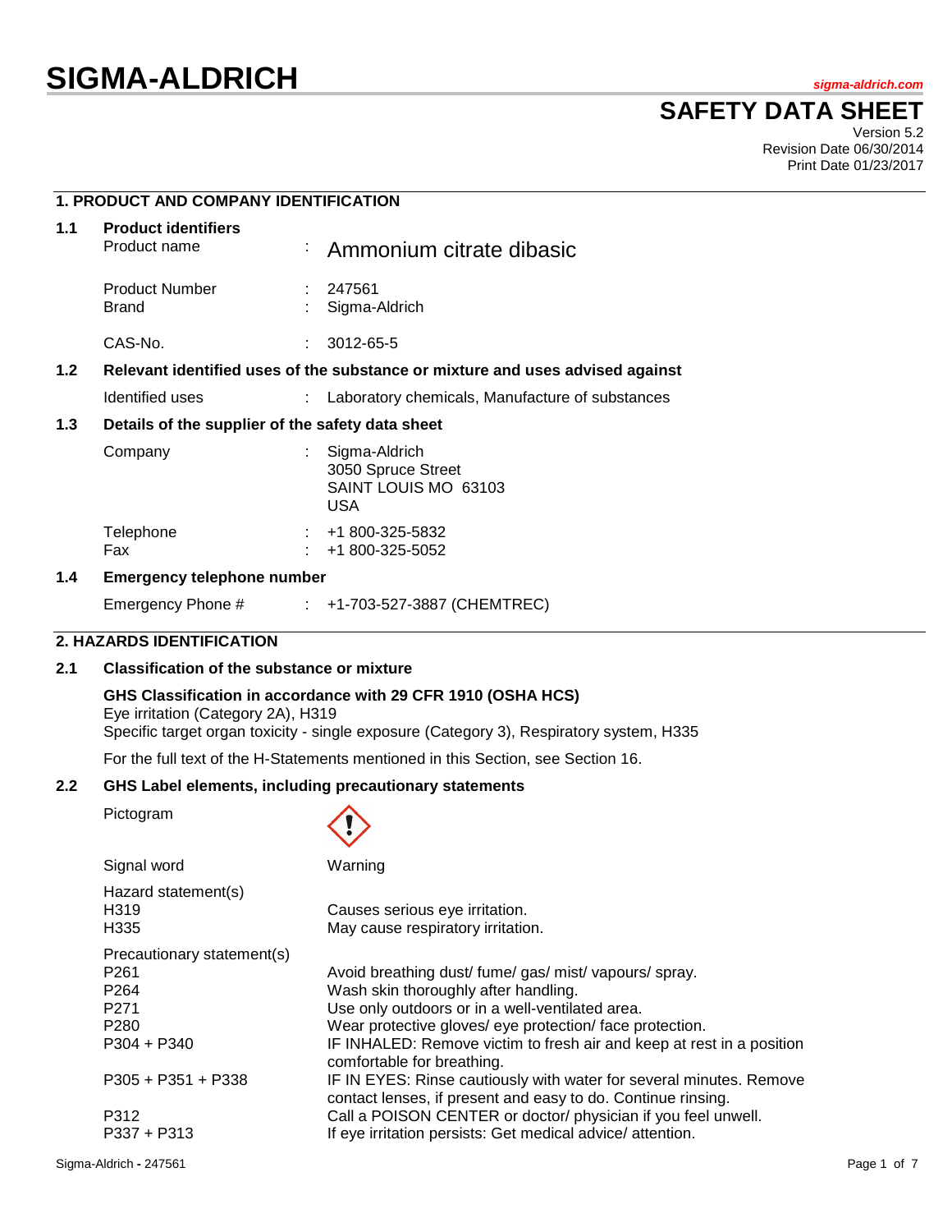# SIGMA-ALDRICH

sigma-aldrich.com

## SAFETY DATA SHEET

Version 5.2
Revision Date 06/30/2014
Print Date 01/23/2017

### 1. PRODUCT AND COMPANY IDENTIFICATION

**1.1 Product identifiers**

| | | |
|---|---|---|
| Product name | : | Ammonium citrate dibasic |
| Product Number | : | 247561 |
| Brand | : | Sigma-Aldrich |
| CAS-No. | : | 3012-65-5 |

**1.2 Relevant identified uses of the substance or mixture and uses advised against**

| | | |
|---|---|---|
| Identified uses | : | Laboratory chemicals, Manufacture of substances |

**1.3 Details of the supplier of the safety data sheet**

| | | |
|---|---|---|
| Company | : | Sigma-Aldrich<br>3050 Spruce Street<br>SAINT LOUIS MO 63103<br>USA |
| Telephone | : | +1 800-325-5832 |
| Fax | : | +1 800-325-5052 |

**1.4 Emergency telephone number**

| | | |
|---|---|---|
| Emergency Phone # | : | +1-703-527-3887 (CHEMTREC) |

### 2. HAZARDS IDENTIFICATION

**2.1 Classification of the substance or mixture**

**GHS Classification in accordance with 29 CFR 1910 (OSHA HCS)**
Eye irritation (Category 2A), H319
Specific target organ toxicity - single exposure (Category 3), Respiratory system, H335

For the full text of the H-Statements mentioned in this Section, see Section 16.

**2.2 GHS Label elements, including precautionary statements**

Pictogram

Signal word: Warning

Hazard statement(s)

| | |
|---|---|
| H319 | Causes serious eye irritation. |
| H335 | May cause respiratory irritation. |

Precautionary statement(s)

| | |
|---|---|
| P261 | Avoid breathing dust/ fume/ gas/ mist/ vapours/ spray. |
| P264 | Wash skin thoroughly after handling. |
| P271 | Use only outdoors or in a well-ventilated area. |
| P280 | Wear protective gloves/ eye protection/ face protection. |
| P304 + P340 | IF INHALED: Remove victim to fresh air and keep at rest in a position comfortable for breathing. |
| P305 + P351 + P338 | IF IN EYES: Rinse cautiously with water for several minutes. Remove contact lenses, if present and easy to do. Continue rinsing. |
| P312 | Call a POISON CENTER or doctor/ physician if you feel unwell. |
| P337 + P313 | If eye irritation persists: Get medical advice/ attention. |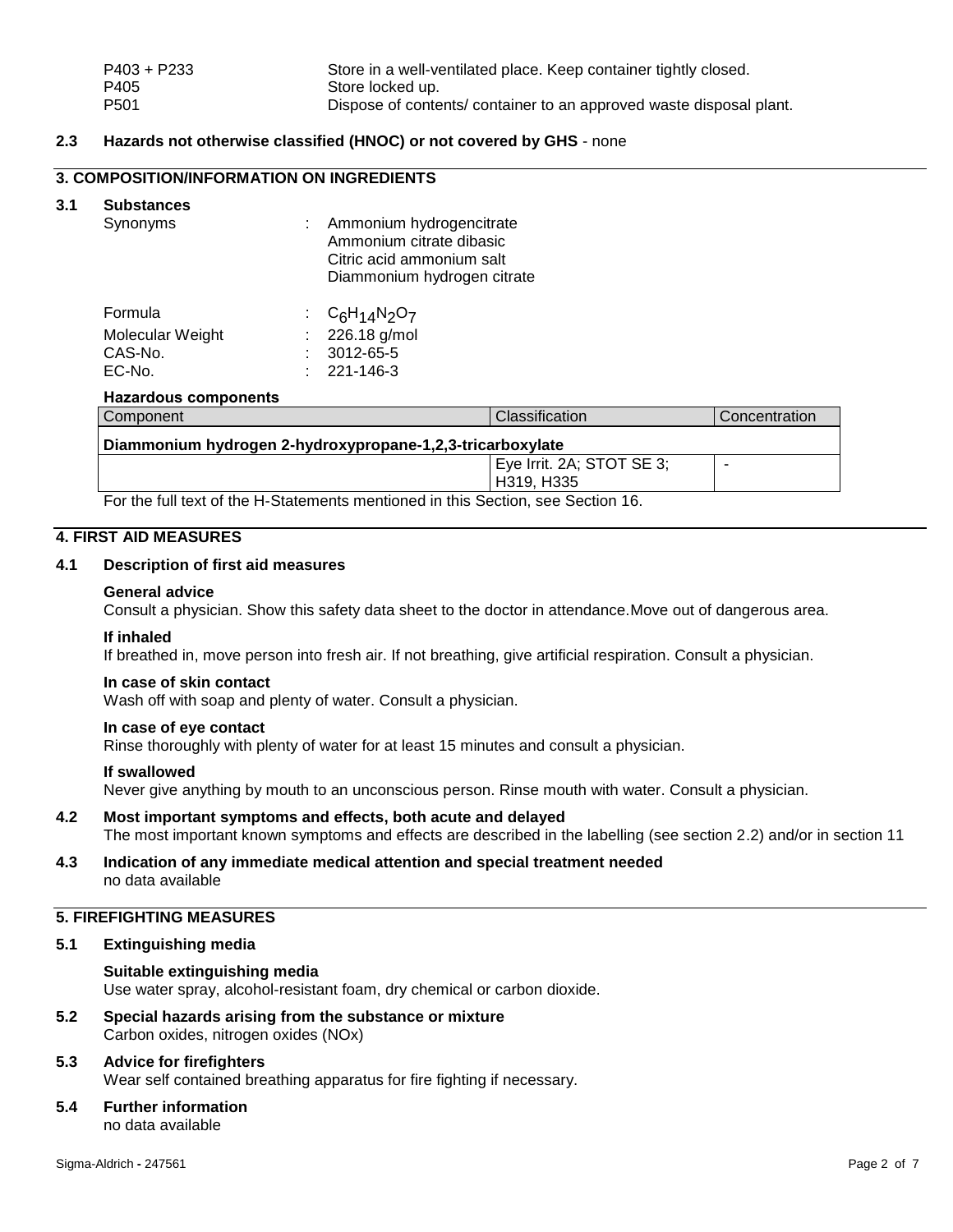| | |
|---|---|
| P403 + P233 | Store in a well-ventilated place. Keep container tightly closed. |
| P405 | Store locked up. |
| P501 | Dispose of contents/ container to an approved waste disposal plant. |

### 2.3 Hazards not otherwise classified (HNOC) or not covered by GHS - none

## 3. COMPOSITION/INFORMATION ON INGREDIENTS

### 3.1 Substances

Synonyms : Ammonium hydrogencitrate
Ammonium citrate dibasic
Citric acid ammonium salt
Diammonium hydrogen citrate

Formula : $C_6H_{14}N_2O_7$
Molecular Weight : 226.18 g/mol
CAS-No. : 3012-65-5
EC-No. : 221-146-3

**Hazardous components**

| Component | Classification | Concentration |
|---|---|---|
| **Diammonium hydrogen 2-hydroxypropane-1,2,3-tricarboxylate** | | |
| | Eye Irrit. 2A; STOT SE 3; H319, H335 | - |

For the full text of the H-Statements mentioned in this Section, see Section 16.

## 4. FIRST AID MEASURES

### 4.1 Description of first aid measures

**General advice**
Consult a physician. Show this safety data sheet to the doctor in attendance.Move out of dangerous area.

**If inhaled**
If breathed in, move person into fresh air. If not breathing, give artificial respiration. Consult a physician.

**In case of skin contact**
Wash off with soap and plenty of water. Consult a physician.

**In case of eye contact**
Rinse thoroughly with plenty of water for at least 15 minutes and consult a physician.

**If swallowed**
Never give anything by mouth to an unconscious person. Rinse mouth with water. Consult a physician.

### 4.2 Most important symptoms and effects, both acute and delayed

The most important known symptoms and effects are described in the labelling (see section 2.2) and/or in section 11

### 4.3 Indication of any immediate medical attention and special treatment needed

no data available

## 5. FIREFIGHTING MEASURES

### 5.1 Extinguishing media

**Suitable extinguishing media**
Use water spray, alcohol-resistant foam, dry chemical or carbon dioxide.

### 5.2 Special hazards arising from the substance or mixture

Carbon oxides, nitrogen oxides (NOx)

### 5.3 Advice for firefighters

Wear self contained breathing apparatus for fire fighting if necessary.

### 5.4 Further information

no data available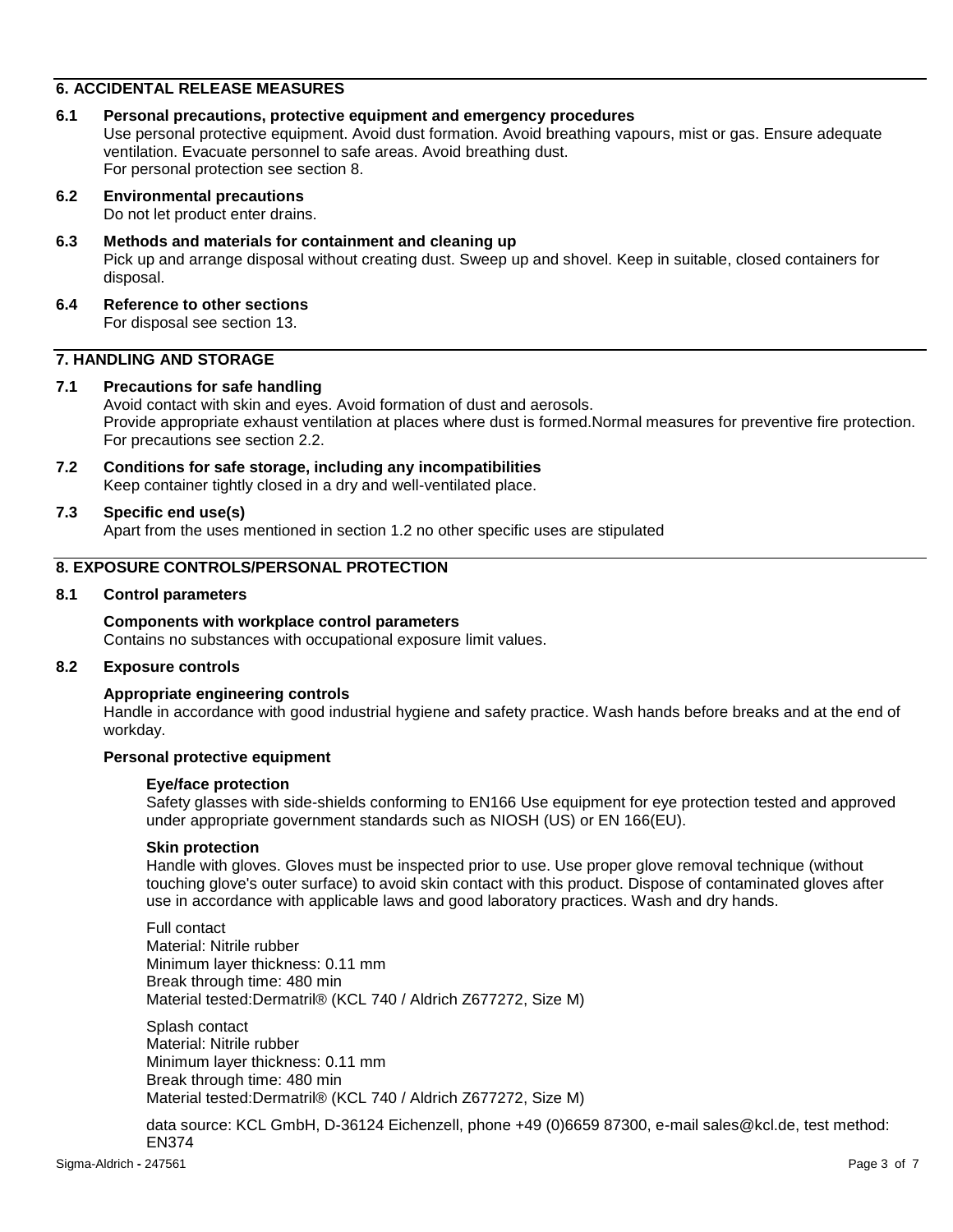## 6. ACCIDENTAL RELEASE MEASURES

### 6.1 Personal precautions, protective equipment and emergency procedures

Use personal protective equipment. Avoid dust formation. Avoid breathing vapours, mist or gas. Ensure adequate ventilation. Evacuate personnel to safe areas. Avoid breathing dust.
For personal protection see section 8.

### 6.2 Environmental precautions

Do not let product enter drains.

### 6.3 Methods and materials for containment and cleaning up

Pick up and arrange disposal without creating dust. Sweep up and shovel. Keep in suitable, closed containers for disposal.

### 6.4 Reference to other sections

For disposal see section 13.

## 7. HANDLING AND STORAGE

### 7.1 Precautions for safe handling

Avoid contact with skin and eyes. Avoid formation of dust and aerosols.
Provide appropriate exhaust ventilation at places where dust is formed.Normal measures for preventive fire protection.
For precautions see section 2.2.

### 7.2 Conditions for safe storage, including any incompatibilities

Keep container tightly closed in a dry and well-ventilated place.

### 7.3 Specific end use(s)

Apart from the uses mentioned in section 1.2 no other specific uses are stipulated

## 8. EXPOSURE CONTROLS/PERSONAL PROTECTION

### 8.1 Control parameters

**Components with workplace control parameters**
Contains no substances with occupational exposure limit values.

### 8.2 Exposure controls

**Appropriate engineering controls**
Handle in accordance with good industrial hygiene and safety practice. Wash hands before breaks and at the end of workday.

**Personal protective equipment**

**Eye/face protection**
Safety glasses with side-shields conforming to EN166 Use equipment for eye protection tested and approved under appropriate government standards such as NIOSH (US) or EN 166(EU).

**Skin protection**
Handle with gloves. Gloves must be inspected prior to use. Use proper glove removal technique (without touching glove's outer surface) to avoid skin contact with this product. Dispose of contaminated gloves after use in accordance with applicable laws and good laboratory practices. Wash and dry hands.

Full contact
Material: Nitrile rubber
Minimum layer thickness: 0.11 mm
Break through time: 480 min
Material tested:Dermatril® (KCL 740 / Aldrich Z677272, Size M)

Splash contact
Material: Nitrile rubber
Minimum layer thickness: 0.11 mm
Break through time: 480 min
Material tested:Dermatril® (KCL 740 / Aldrich Z677272, Size M)

data source: KCL GmbH, D-36124 Eichenzell, phone +49 (0)6659 87300, e-mail sales@kcl.de, test method: EN374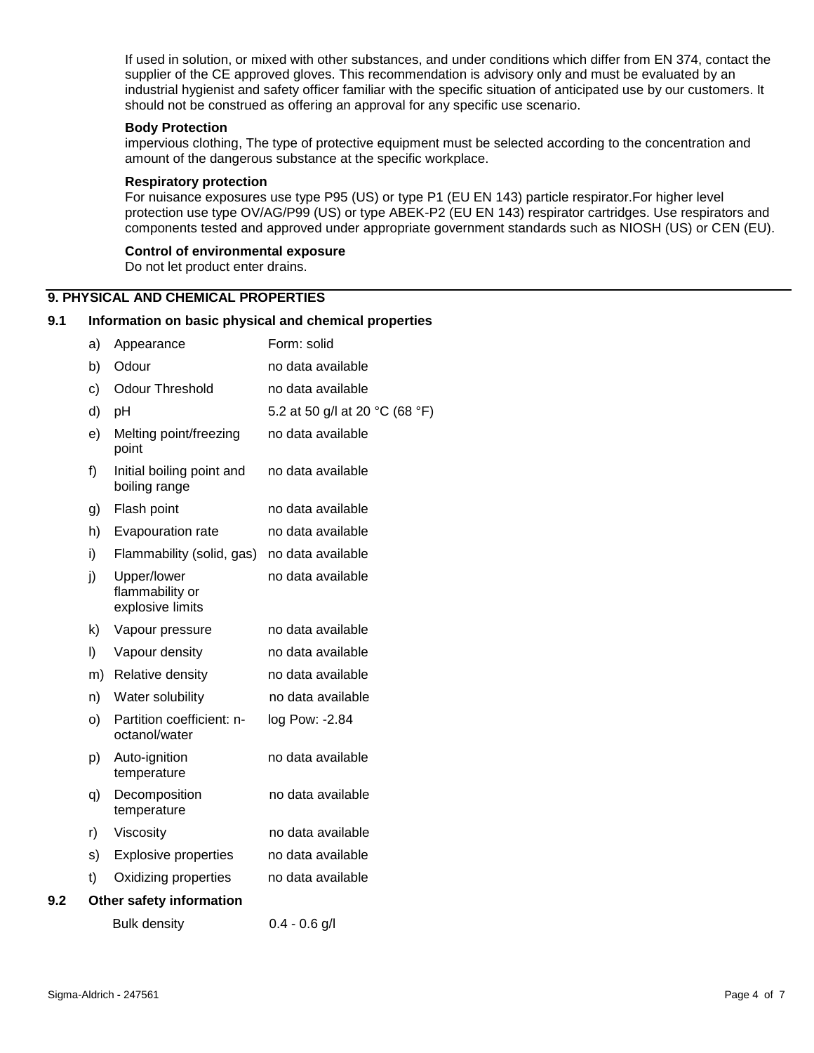If used in solution, or mixed with other substances, and under conditions which differ from EN 374, contact the supplier of the CE approved gloves. This recommendation is advisory only and must be evaluated by an industrial hygienist and safety officer familiar with the specific situation of anticipated use by our customers. It should not be construed as offering an approval for any specific use scenario.

**Body Protection**

impervious clothing, The type of protective equipment must be selected according to the concentration and amount of the dangerous substance at the specific workplace.

**Respiratory protection**

For nuisance exposures use type P95 (US) or type P1 (EU EN 143) particle respirator.For higher level protection use type OV/AG/P99 (US) or type ABEK-P2 (EU EN 143) respirator cartridges. Use respirators and components tested and approved under appropriate government standards such as NIOSH (US) or CEN (EU).

**Control of environmental exposure**

Do not let product enter drains.

## 9. PHYSICAL AND CHEMICAL PROPERTIES

### 9.1 Information on basic physical and chemical properties

| | Property | Value |
|---|---|---|
| a) | Appearance | Form: solid |
| b) | Odour | no data available |
| c) | Odour Threshold | no data available |
| d) | pH | 5.2 at 50 g/l at 20 °C (68 °F) |
| e) | Melting point/freezing point | no data available |
| f) | Initial boiling point and boiling range | no data available |
| g) | Flash point | no data available |
| h) | Evapouration rate | no data available |
| i) | Flammability (solid, gas) | no data available |
| j) | Upper/lower flammability or explosive limits | no data available |
| k) | Vapour pressure | no data available |
| l) | Vapour density | no data available |
| m) | Relative density | no data available |
| n) | Water solubility | no data available |
| o) | Partition coefficient: n-octanol/water | log Pow: -2.84 |
| p) | Auto-ignition temperature | no data available |
| q) | Decomposition temperature | no data available |
| r) | Viscosity | no data available |
| s) | Explosive properties | no data available |
| t) | Oxidizing properties | no data available |

### 9.2 Other safety information

Bulk density 0.4 - 0.6 g/l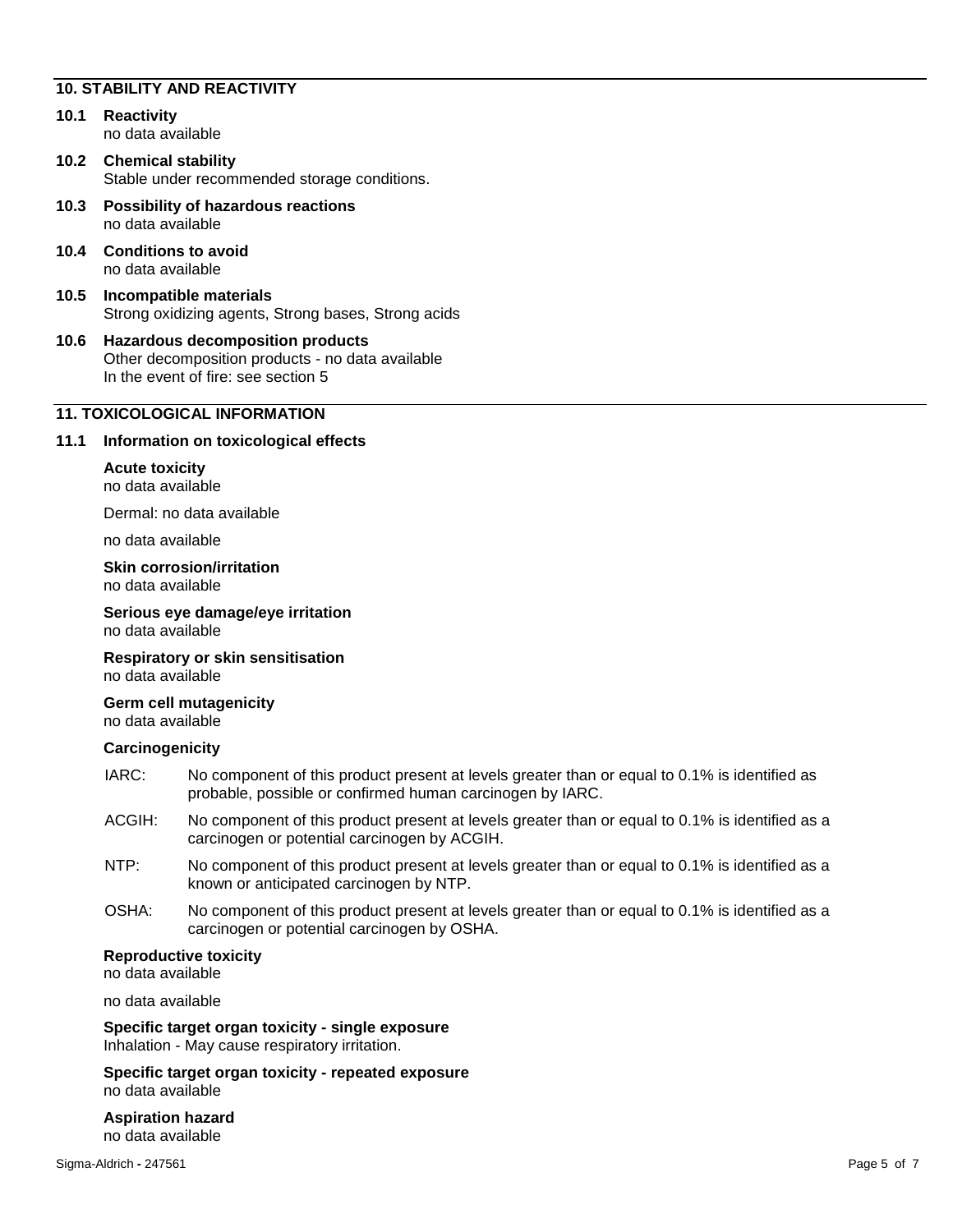## 10. STABILITY AND REACTIVITY

### 10.1 Reactivity

no data available

### 10.2 Chemical stability

Stable under recommended storage conditions.

### 10.3 Possibility of hazardous reactions

no data available

### 10.4 Conditions to avoid

no data available

### 10.5 Incompatible materials

Strong oxidizing agents, Strong bases, Strong acids

### 10.6 Hazardous decomposition products

Other decomposition products - no data available
In the event of fire: see section 5

## 11. TOXICOLOGICAL INFORMATION

### 11.1 Information on toxicological effects

**Acute toxicity**
no data available

Dermal: no data available

no data available

**Skin corrosion/irritation**
no data available

**Serious eye damage/eye irritation**
no data available

**Respiratory or skin sensitisation**
no data available

**Germ cell mutagenicity**
no data available

**Carcinogenicity**

IARC: No component of this product present at levels greater than or equal to 0.1% is identified as probable, possible or confirmed human carcinogen by IARC.

ACGIH: No component of this product present at levels greater than or equal to 0.1% is identified as a carcinogen or potential carcinogen by ACGIH.

NTP: No component of this product present at levels greater than or equal to 0.1% is identified as a known or anticipated carcinogen by NTP.

OSHA: No component of this product present at levels greater than or equal to 0.1% is identified as a carcinogen or potential carcinogen by OSHA.

**Reproductive toxicity**
no data available

no data available

**Specific target organ toxicity - single exposure**
Inhalation - May cause respiratory irritation.

**Specific target organ toxicity - repeated exposure**
no data available

**Aspiration hazard**
no data available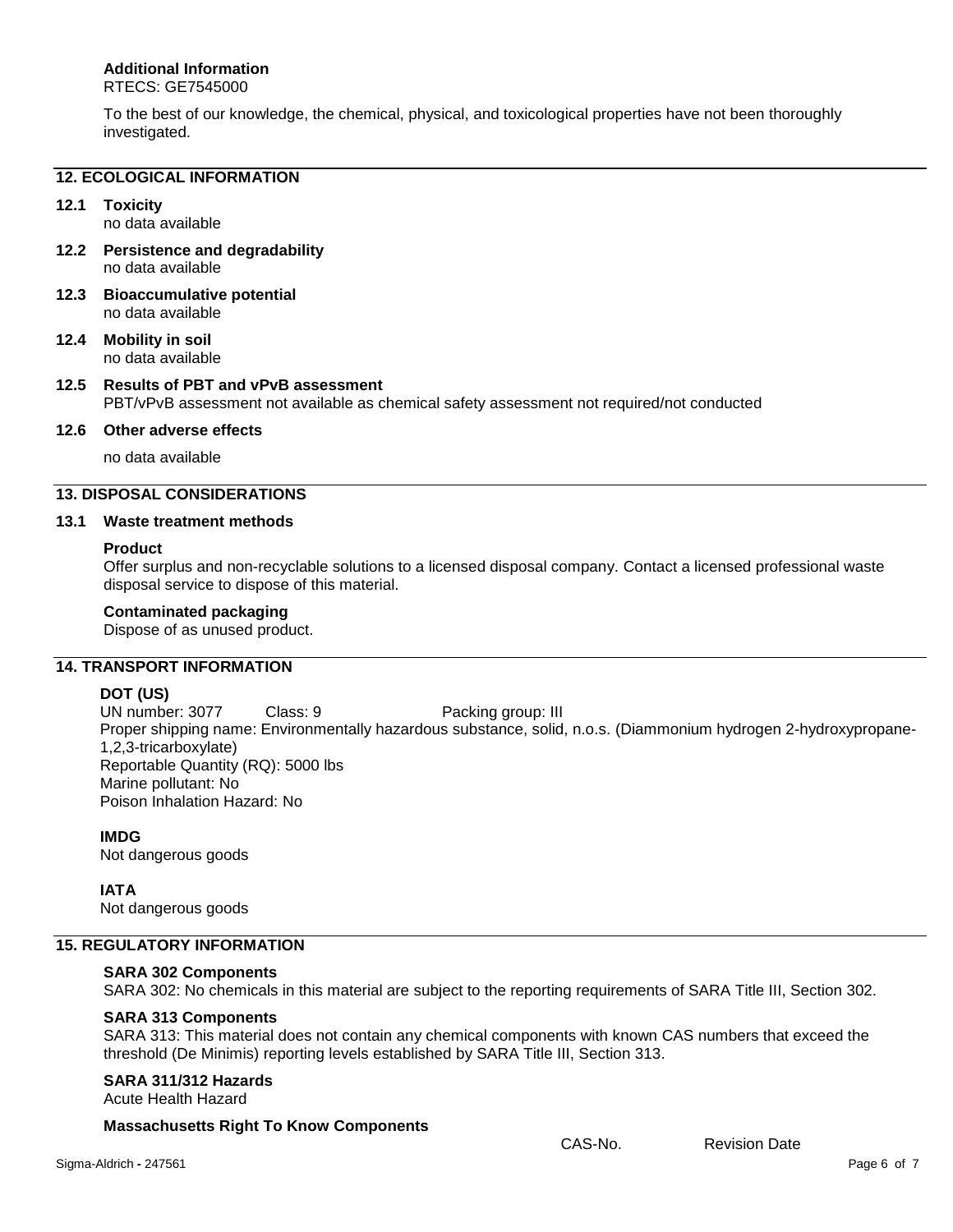**Additional Information**
RTECS: GE7545000

To the best of our knowledge, the chemical, physical, and toxicological properties have not been thoroughly investigated.

## 12. ECOLOGICAL INFORMATION

**12.1 Toxicity**
no data available

**12.2 Persistence and degradability**
no data available

**12.3 Bioaccumulative potential**
no data available

**12.4 Mobility in soil**
no data available

**12.5 Results of PBT and vPvB assessment**
PBT/vPvB assessment not available as chemical safety assessment not required/not conducted

**12.6 Other adverse effects**

no data available

## 13. DISPOSAL CONSIDERATIONS

**13.1 Waste treatment methods**

**Product**
Offer surplus and non-recyclable solutions to a licensed disposal company. Contact a licensed professional waste disposal service to dispose of this material.

**Contaminated packaging**
Dispose of as unused product.

## 14. TRANSPORT INFORMATION

**DOT (US)**
UN number: 3077 Class: 9 Packing group: III
Proper shipping name: Environmentally hazardous substance, solid, n.o.s. (Diammonium hydrogen 2-hydroxypropane-1,2,3-tricarboxylate)
Reportable Quantity (RQ): 5000 lbs
Marine pollutant: No
Poison Inhalation Hazard: No

**IMDG**
Not dangerous goods

**IATA**
Not dangerous goods

## 15. REGULATORY INFORMATION

**SARA 302 Components**
SARA 302: No chemicals in this material are subject to the reporting requirements of SARA Title III, Section 302.

**SARA 313 Components**
SARA 313: This material does not contain any chemical components with known CAS numbers that exceed the threshold (De Minimis) reporting levels established by SARA Title III, Section 313.

**SARA 311/312 Hazards**
Acute Health Hazard

**Massachusetts Right To Know Components**

| | CAS-No. | Revision Date |
|---|---|---|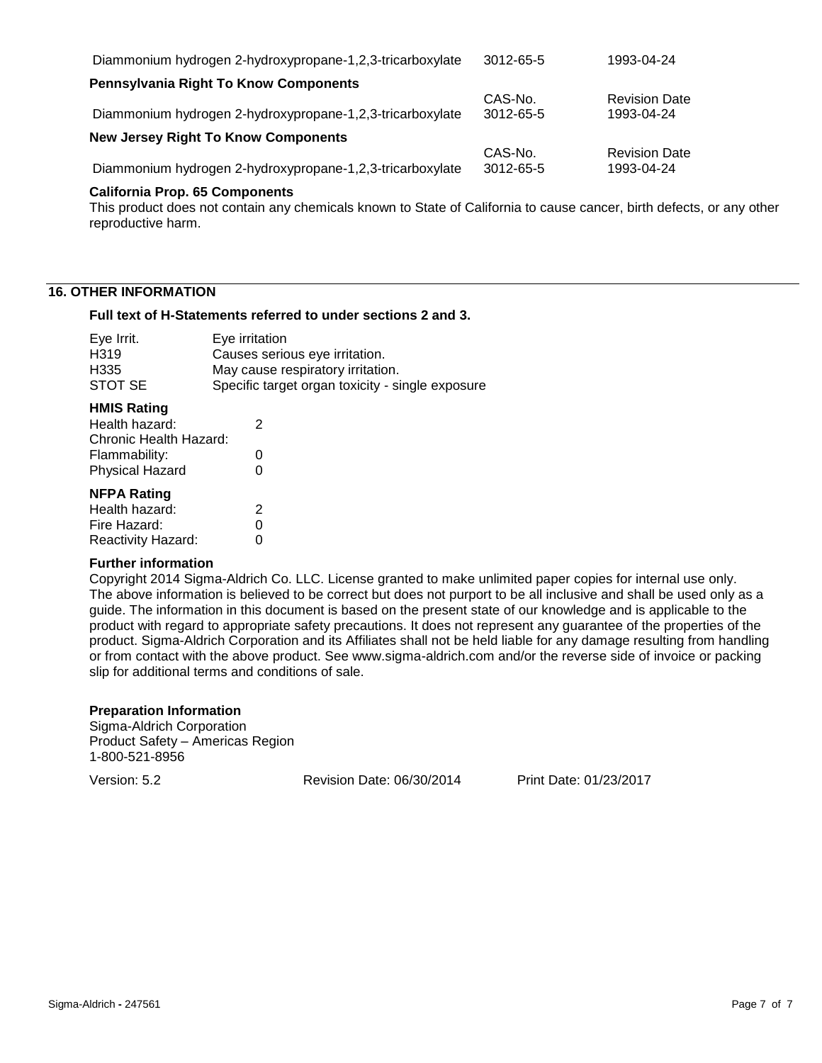| | | |
|---|---|---|
| Diammonium hydrogen 2-hydroxypropane-1,2,3-tricarboxylate | 3012-65-5 | 1993-04-24 |

**Pennsylvania Right To Know Components**

| | CAS-No. | Revision Date |
|---|---|---|
| Diammonium hydrogen 2-hydroxypropane-1,2,3-tricarboxylate | 3012-65-5 | 1993-04-24 |

**New Jersey Right To Know Components**

| | CAS-No. | Revision Date |
|---|---|---|
| Diammonium hydrogen 2-hydroxypropane-1,2,3-tricarboxylate | 3012-65-5 | 1993-04-24 |

**California Prop. 65 Components**

This product does not contain any chemicals known to State of California to cause cancer, birth defects, or any other reproductive harm.

## 16. OTHER INFORMATION

**Full text of H-Statements referred to under sections 2 and 3.**

| | |
|---|---|
| Eye Irrit. | Eye irritation |
| H319 | Causes serious eye irritation. |
| H335 | May cause respiratory irritation. |
| STOT SE | Specific target organ toxicity - single exposure |

**HMIS Rating**

| | |
|---|---|
| Health hazard: | 2 |
| Chronic Health Hazard: | |
| Flammability: | 0 |
| Physical Hazard | 0 |

**NFPA Rating**

| | |
|---|---|
| Health hazard: | 2 |
| Fire Hazard: | 0 |
| Reactivity Hazard: | 0 |

**Further information**

Copyright 2014 Sigma-Aldrich Co. LLC. License granted to make unlimited paper copies for internal use only.
The above information is believed to be correct but does not purport to be all inclusive and shall be used only as a guide. The information in this document is based on the present state of our knowledge and is applicable to the product with regard to appropriate safety precautions. It does not represent any guarantee of the properties of the product. Sigma-Aldrich Corporation and its Affiliates shall not be held liable for any damage resulting from handling or from contact with the above product. See www.sigma-aldrich.com and/or the reverse side of invoice or packing slip for additional terms and conditions of sale.

**Preparation Information**

Sigma-Aldrich Corporation
Product Safety – Americas Region
1-800-521-8956

Version: 5.2 Revision Date: 06/30/2014 Print Date: 01/23/2017